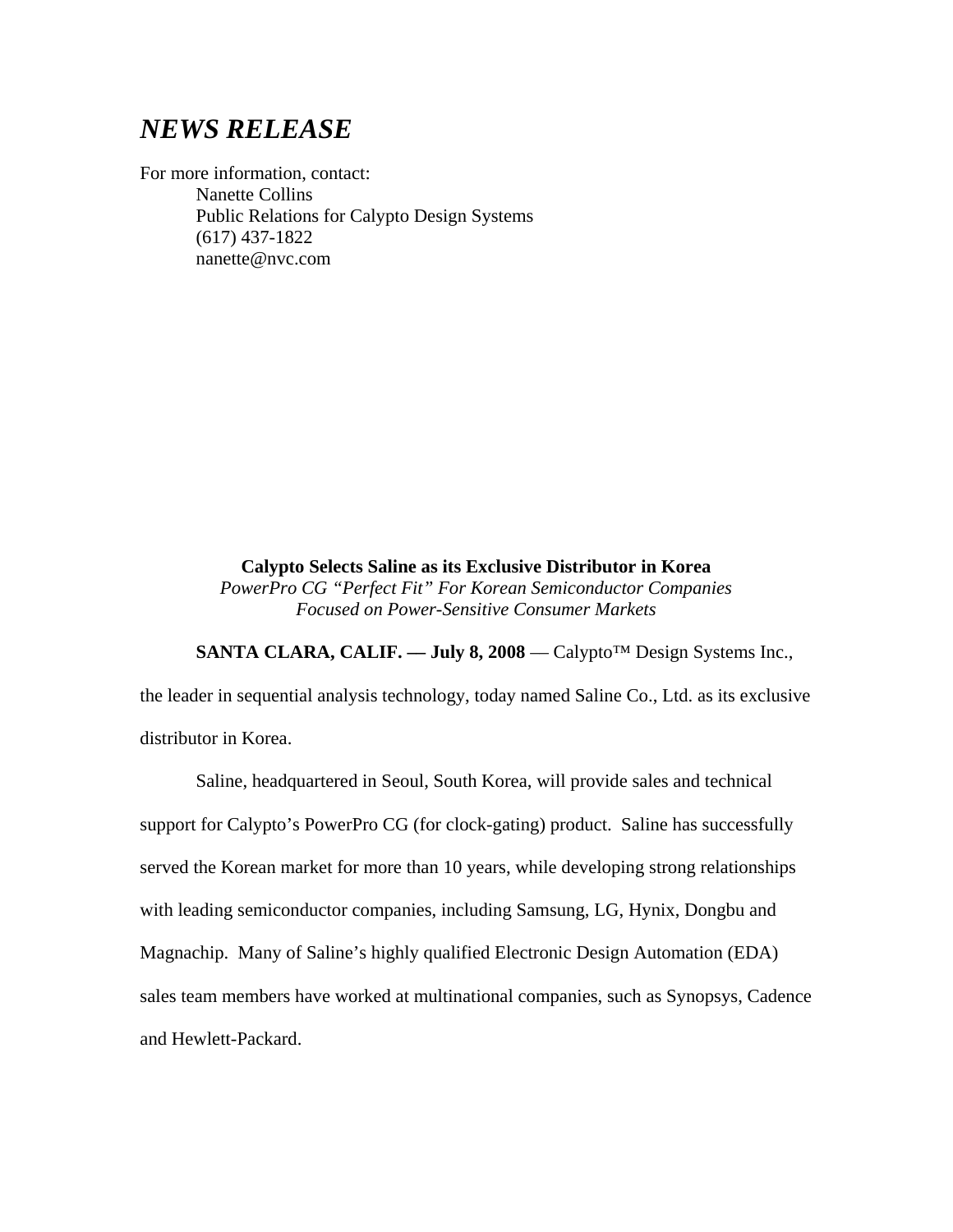# *NEWS RELEASE*

For more information, contact:

Nanette Collins
Public Relations for Calypto Design Systems
(617) 437-1822
nanette@nvc.com

**Calypto Selects Saline as its Exclusive Distributor in Korea**

*PowerPro CG "Perfect Fit" For Korean Semiconductor Companies Focused on Power-Sensitive Consumer Markets*

**SANTA CLARA, CALIF. — July 8, 2008** — Calypto™ Design Systems Inc., the leader in sequential analysis technology, today named Saline Co., Ltd. as its exclusive distributor in Korea.

Saline, headquartered in Seoul, South Korea, will provide sales and technical support for Calypto's PowerPro CG (for clock-gating) product. Saline has successfully served the Korean market for more than 10 years, while developing strong relationships with leading semiconductor companies, including Samsung, LG, Hynix, Dongbu and Magnachip. Many of Saline's highly qualified Electronic Design Automation (EDA) sales team members have worked at multinational companies, such as Synopsys, Cadence and Hewlett-Packard.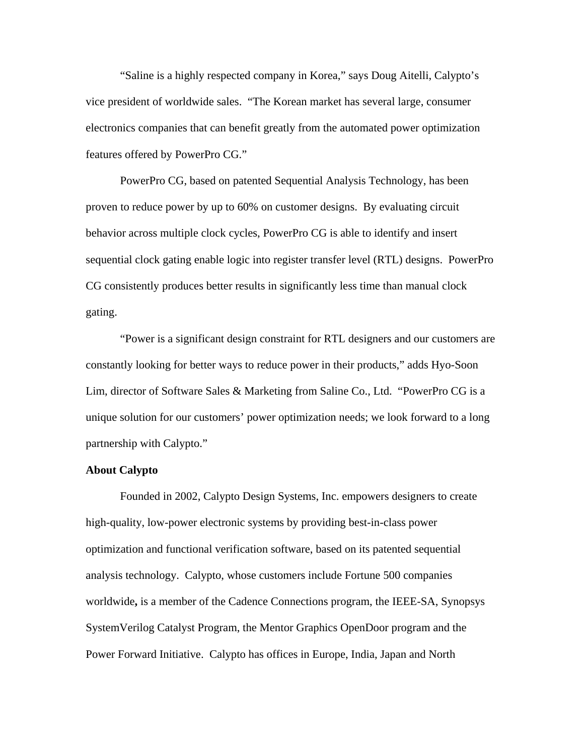"Saline is a highly respected company in Korea," says Doug Aitelli, Calypto's vice president of worldwide sales. "The Korean market has several large, consumer electronics companies that can benefit greatly from the automated power optimization features offered by PowerPro CG."

PowerPro CG, based on patented Sequential Analysis Technology, has been proven to reduce power by up to 60% on customer designs. By evaluating circuit behavior across multiple clock cycles, PowerPro CG is able to identify and insert sequential clock gating enable logic into register transfer level (RTL) designs. PowerPro CG consistently produces better results in significantly less time than manual clock gating.

"Power is a significant design constraint for RTL designers and our customers are constantly looking for better ways to reduce power in their products," adds Hyo-Soon Lim, director of Software Sales & Marketing from Saline Co., Ltd. "PowerPro CG is a unique solution for our customers' power optimization needs; we look forward to a long partnership with Calypto."

**About Calypto**

Founded in 2002, Calypto Design Systems, Inc. empowers designers to create high-quality, low-power electronic systems by providing best-in-class power optimization and functional verification software, based on its patented sequential analysis technology. Calypto, whose customers include Fortune 500 companies worldwide**,** is a member of the Cadence Connections program, the IEEE-SA, Synopsys SystemVerilog Catalyst Program, the Mentor Graphics OpenDoor program and the Power Forward Initiative. Calypto has offices in Europe, India, Japan and North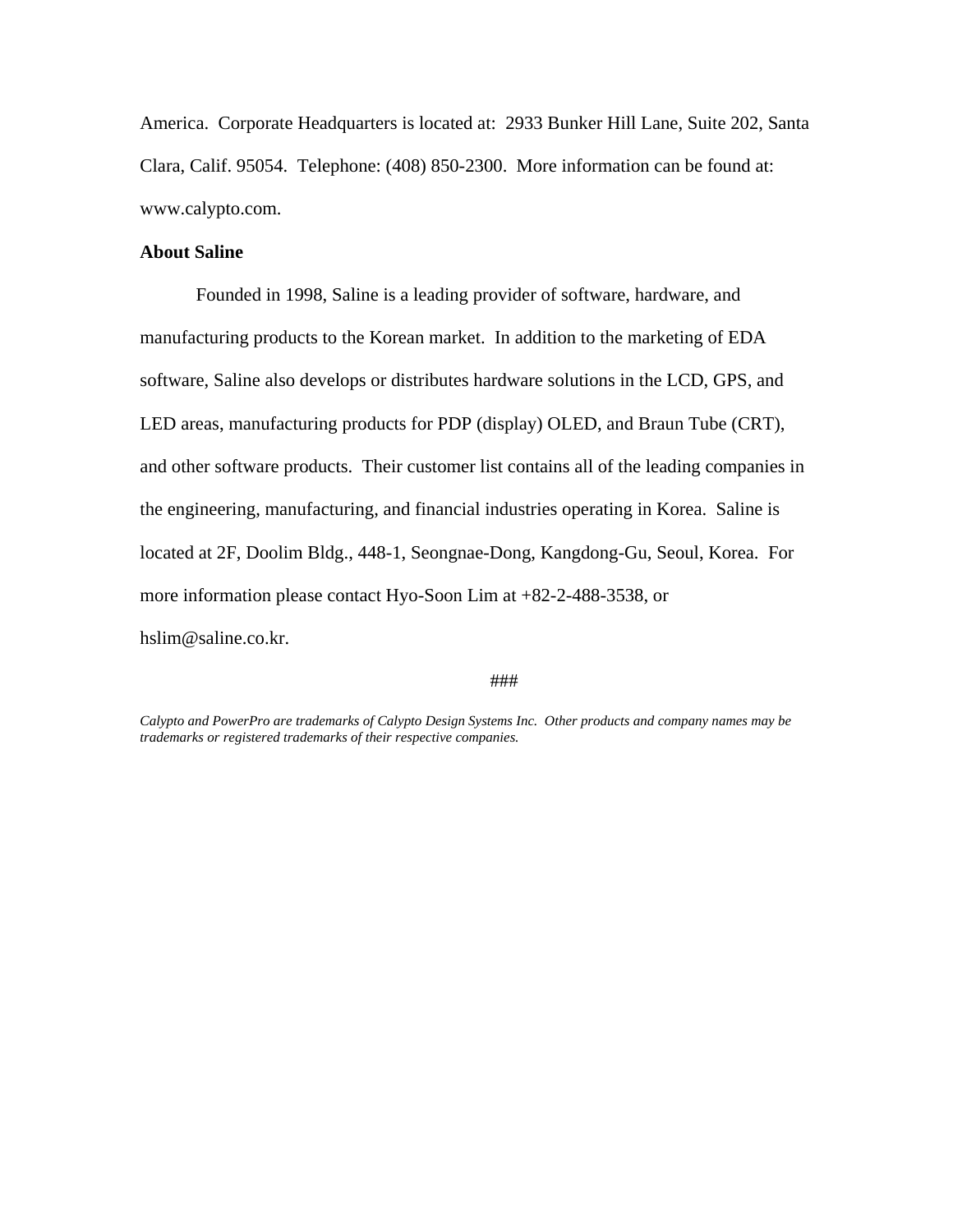America. Corporate Headquarters is located at: 2933 Bunker Hill Lane, Suite 202, Santa Clara, Calif. 95054. Telephone: (408) 850-2300. More information can be found at: www.calypto.com.

**About Saline**

Founded in 1998, Saline is a leading provider of software, hardware, and manufacturing products to the Korean market. In addition to the marketing of EDA software, Saline also develops or distributes hardware solutions in the LCD, GPS, and LED areas, manufacturing products for PDP (display) OLED, and Braun Tube (CRT), and other software products. Their customer list contains all of the leading companies in the engineering, manufacturing, and financial industries operating in Korea. Saline is located at 2F, Doolim Bldg., 448-1, Seongnae-Dong, Kangdong-Gu, Seoul, Korea. For more information please contact Hyo-Soon Lim at +82-2-488-3538, or hslim@saline.co.kr.

###

*Calypto and PowerPro are trademarks of Calypto Design Systems Inc. Other products and company names may be trademarks or registered trademarks of their respective companies.*